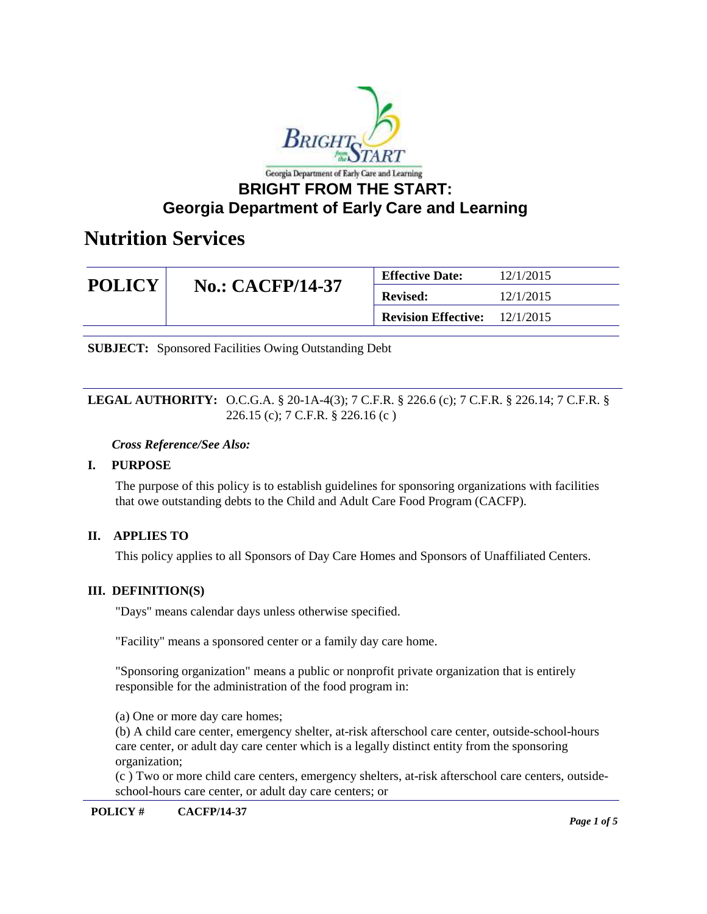# BRIGHT FROM THE START: Georgia Department of Early Care and Learning

## Nutrition Services

| POLICY | No.: CACFP/14-37 | Effective Date: | 12/1/2015 |
|---|---|---|---|
| | | Revised: | 12/1/2015 |
| | | Revision Effective: | 12/1/2015 |

**SUBJECT:** Sponsored Facilities Owing Outstanding Debt

**LEGAL AUTHORITY:** O.C.G.A. § 20-1A-4(3); 7 C.F.R. § 226.6 (c); 7 C.F.R. § 226.14; 7 C.F.R. § 226.15 (c); 7 C.F.R. § 226.16 (c )

***Cross Reference/See Also:***

### I. PURPOSE

The purpose of this policy is to establish guidelines for sponsoring organizations with facilities that owe outstanding debts to the Child and Adult Care Food Program (CACFP).

### II. APPLIES TO

This policy applies to all Sponsors of Day Care Homes and Sponsors of Unaffiliated Centers.

### III. DEFINITION(S)

"Days" means calendar days unless otherwise specified.

"Facility" means a sponsored center or a family day care home.

"Sponsoring organization" means a public or nonprofit private organization that is entirely responsible for the administration of the food program in:

(a) One or more day care homes;
(b) A child care center, emergency shelter, at-risk afterschool care center, outside-school-hours care center, or adult day care center which is a legally distinct entity from the sponsoring organization;
(c ) Two or more child care centers, emergency shelters, at-risk afterschool care centers, outside-school-hours care center, or adult day care centers; or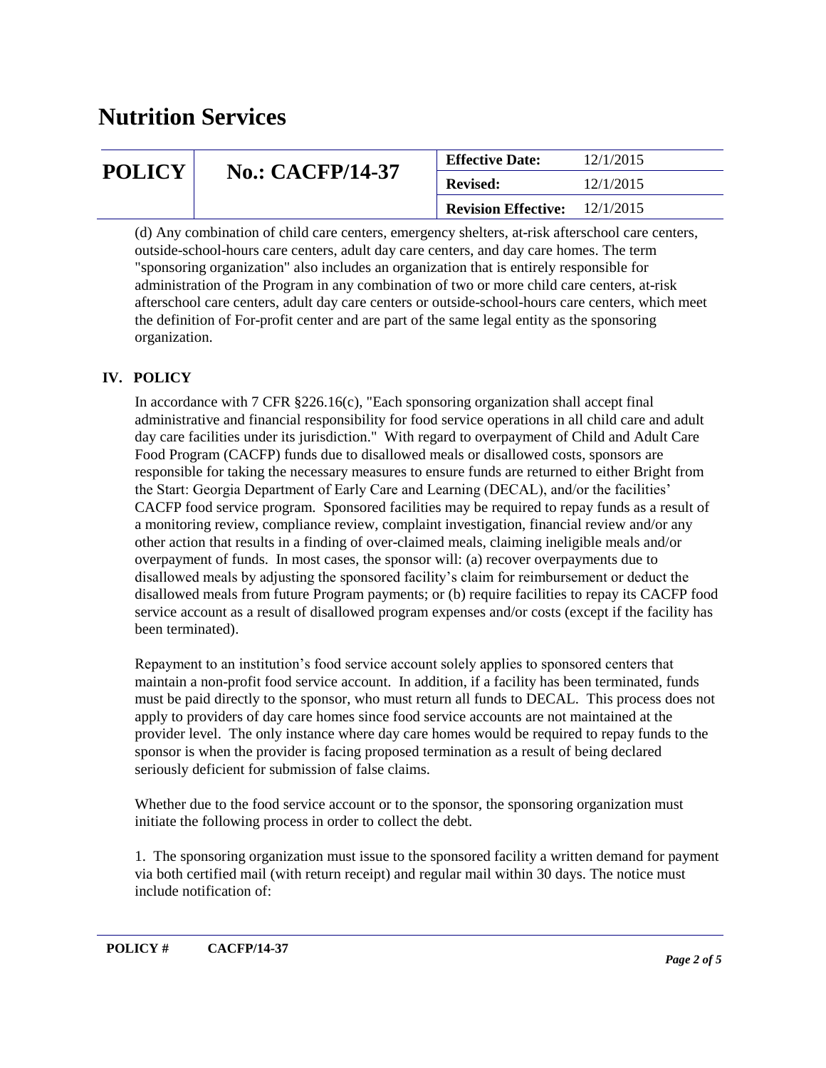(d) Any combination of child care centers, emergency shelters, at-risk afterschool care centers, outside-school-hours care centers, adult day care centers, and day care homes. The term "sponsoring organization" also includes an organization that is entirely responsible for administration of the Program in any combination of two or more child care centers, at-risk afterschool care centers, adult day care centers or outside-school-hours care centers, which meet the definition of For-profit center and are part of the same legal entity as the sponsoring organization.

## IV. POLICY

In accordance with 7 CFR §226.16(c), "Each sponsoring organization shall accept final administrative and financial responsibility for food service operations in all child care and adult day care facilities under its jurisdiction." With regard to overpayment of Child and Adult Care Food Program (CACFP) funds due to disallowed meals or disallowed costs, sponsors are responsible for taking the necessary measures to ensure funds are returned to either Bright from the Start: Georgia Department of Early Care and Learning (DECAL), and/or the facilities' CACFP food service program. Sponsored facilities may be required to repay funds as a result of a monitoring review, compliance review, complaint investigation, financial review and/or any other action that results in a finding of over-claimed meals, claiming ineligible meals and/or overpayment of funds. In most cases, the sponsor will: (a) recover overpayments due to disallowed meals by adjusting the sponsored facility's claim for reimbursement or deduct the disallowed meals from future Program payments; or (b) require facilities to repay its CACFP food service account as a result of disallowed program expenses and/or costs (except if the facility has been terminated).

Repayment to an institution's food service account solely applies to sponsored centers that maintain a non-profit food service account. In addition, if a facility has been terminated, funds must be paid directly to the sponsor, who must return all funds to DECAL. This process does not apply to providers of day care homes since food service accounts are not maintained at the provider level. The only instance where day care homes would be required to repay funds to the sponsor is when the provider is facing proposed termination as a result of being declared seriously deficient for submission of false claims.

Whether due to the food service account or to the sponsor, the sponsoring organization must initiate the following process in order to collect the debt.

1. The sponsoring organization must issue to the sponsored facility a written demand for payment via both certified mail (with return receipt) and regular mail within 30 days. The notice must include notification of: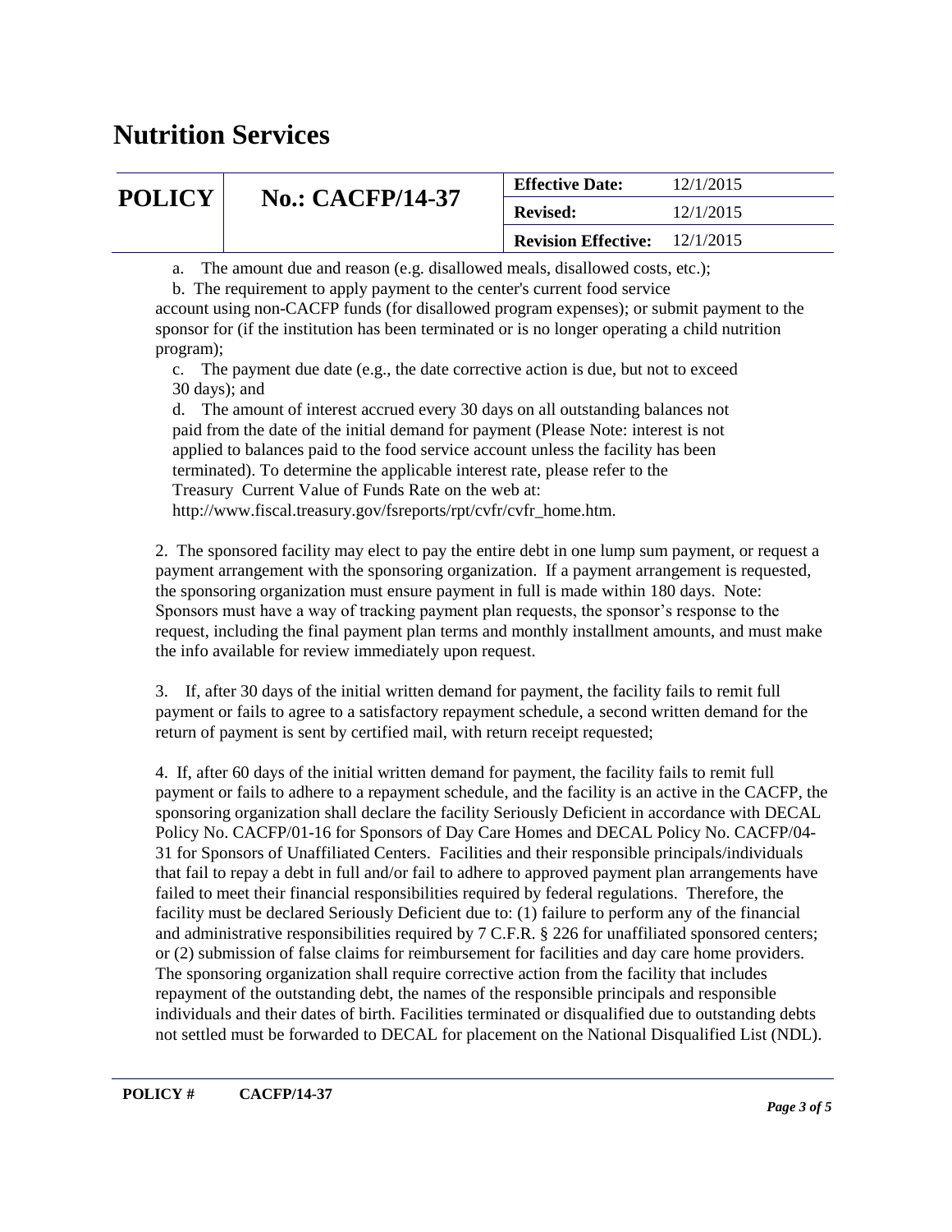a. The amount due and reason (e.g. disallowed meals, disallowed costs, etc.);

b. The requirement to apply payment to the center's current food service account using non-CACFP funds (for disallowed program expenses); or submit payment to the sponsor for (if the institution has been terminated or is no longer operating a child nutrition program);

c. The payment due date (e.g., the date corrective action is due, but not to exceed 30 days); and

d. The amount of interest accrued every 30 days on all outstanding balances not paid from the date of the initial demand for payment (Please Note: interest is not applied to balances paid to the food service account unless the facility has been terminated). To determine the applicable interest rate, please refer to the Treasury Current Value of Funds Rate on the web at: http://www.fiscal.treasury.gov/fsreports/rpt/cvfr/cvfr_home.htm.

2. The sponsored facility may elect to pay the entire debt in one lump sum payment, or request a payment arrangement with the sponsoring organization. If a payment arrangement is requested, the sponsoring organization must ensure payment in full is made within 180 days. Note: Sponsors must have a way of tracking payment plan requests, the sponsor's response to the request, including the final payment plan terms and monthly installment amounts, and must make the info available for review immediately upon request.

3. If, after 30 days of the initial written demand for payment, the facility fails to remit full payment or fails to agree to a satisfactory repayment schedule, a second written demand for the return of payment is sent by certified mail, with return receipt requested;

4. If, after 60 days of the initial written demand for payment, the facility fails to remit full payment or fails to adhere to a repayment schedule, and the facility is an active in the CACFP, the sponsoring organization shall declare the facility Seriously Deficient in accordance with DECAL Policy No. CACFP/01-16 for Sponsors of Day Care Homes and DECAL Policy No. CACFP/04-31 for Sponsors of Unaffiliated Centers. Facilities and their responsible principals/individuals that fail to repay a debt in full and/or fail to adhere to approved payment plan arrangements have failed to meet their financial responsibilities required by federal regulations. Therefore, the facility must be declared Seriously Deficient due to: (1) failure to perform any of the financial and administrative responsibilities required by 7 C.F.R. § 226 for unaffiliated sponsored centers; or (2) submission of false claims for reimbursement for facilities and day care home providers. The sponsoring organization shall require corrective action from the facility that includes repayment of the outstanding debt, the names of the responsible principals and responsible individuals and their dates of birth. Facilities terminated or disqualified due to outstanding debts not settled must be forwarded to DECAL for placement on the National Disqualified List (NDL).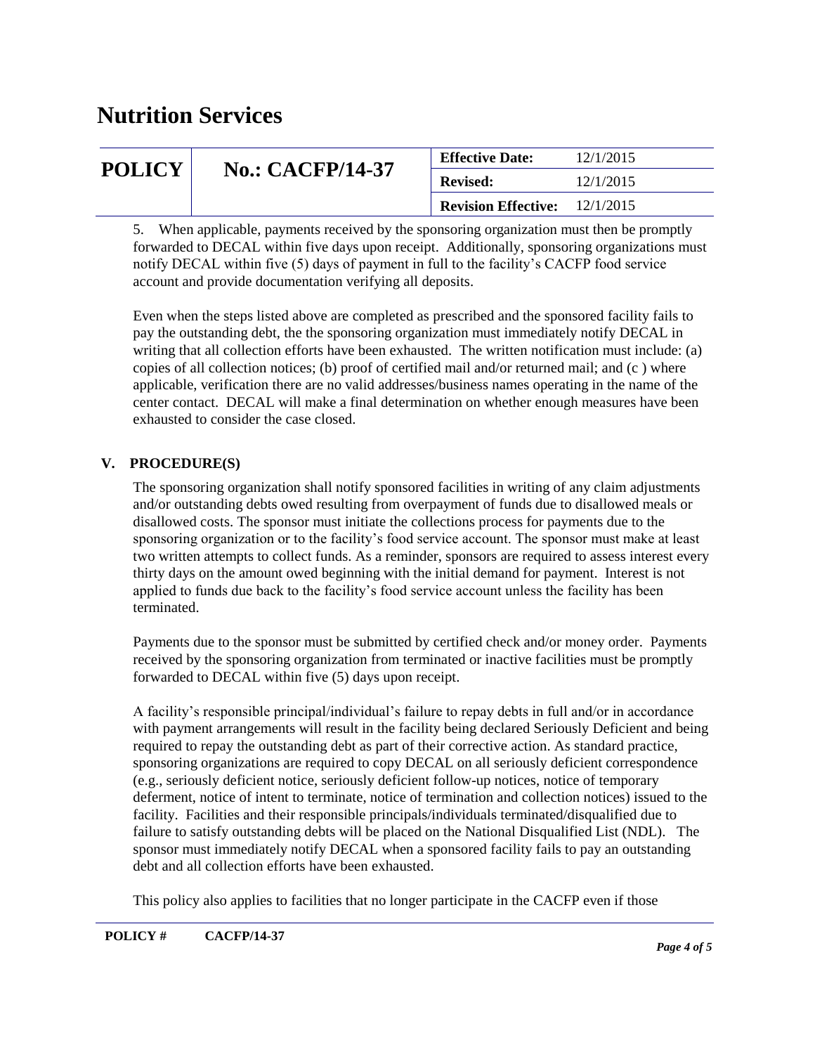5. When applicable, payments received by the sponsoring organization must then be promptly forwarded to DECAL within five days upon receipt. Additionally, sponsoring organizations must notify DECAL within five (5) days of payment in full to the facility's CACFP food service account and provide documentation verifying all deposits.

Even when the steps listed above are completed as prescribed and the sponsored facility fails to pay the outstanding debt, the the sponsoring organization must immediately notify DECAL in writing that all collection efforts have been exhausted. The written notification must include: (a) copies of all collection notices; (b) proof of certified mail and/or returned mail; and (c ) where applicable, verification there are no valid addresses/business names operating in the name of the center contact. DECAL will make a final determination on whether enough measures have been exhausted to consider the case closed.

## V. PROCEDURE(S)

The sponsoring organization shall notify sponsored facilities in writing of any claim adjustments and/or outstanding debts owed resulting from overpayment of funds due to disallowed meals or disallowed costs. The sponsor must initiate the collections process for payments due to the sponsoring organization or to the facility's food service account. The sponsor must make at least two written attempts to collect funds. As a reminder, sponsors are required to assess interest every thirty days on the amount owed beginning with the initial demand for payment. Interest is not applied to funds due back to the facility's food service account unless the facility has been terminated.

Payments due to the sponsor must be submitted by certified check and/or money order. Payments received by the sponsoring organization from terminated or inactive facilities must be promptly forwarded to DECAL within five (5) days upon receipt.

A facility's responsible principal/individual's failure to repay debts in full and/or in accordance with payment arrangements will result in the facility being declared Seriously Deficient and being required to repay the outstanding debt as part of their corrective action. As standard practice, sponsoring organizations are required to copy DECAL on all seriously deficient correspondence (e.g., seriously deficient notice, seriously deficient follow-up notices, notice of temporary deferment, notice of intent to terminate, notice of termination and collection notices) issued to the facility. Facilities and their responsible principals/individuals terminated/disqualified due to failure to satisfy outstanding debts will be placed on the National Disqualified List (NDL). The sponsor must immediately notify DECAL when a sponsored facility fails to pay an outstanding debt and all collection efforts have been exhausted.

This policy also applies to facilities that no longer participate in the CACFP even if those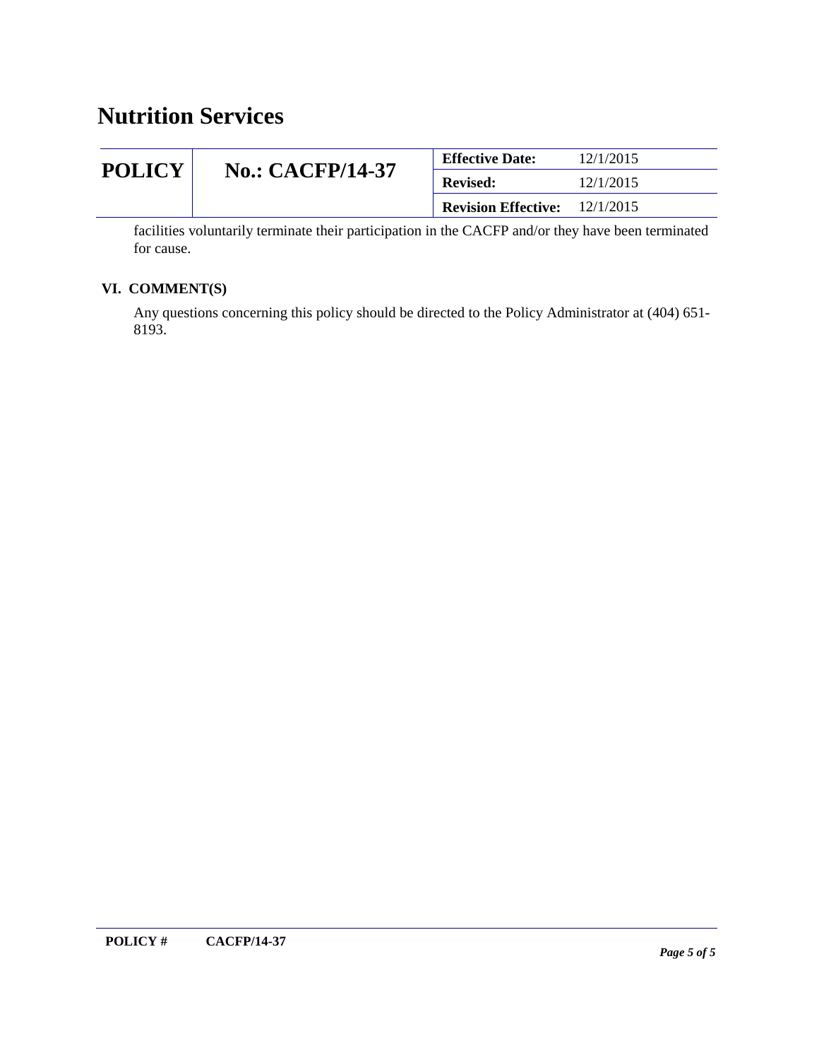facilities voluntarily terminate their participation in the CACFP and/or they have been terminated for cause.

## VI. COMMENT(S)

Any questions concerning this policy should be directed to the Policy Administrator at (404) 651-8193.